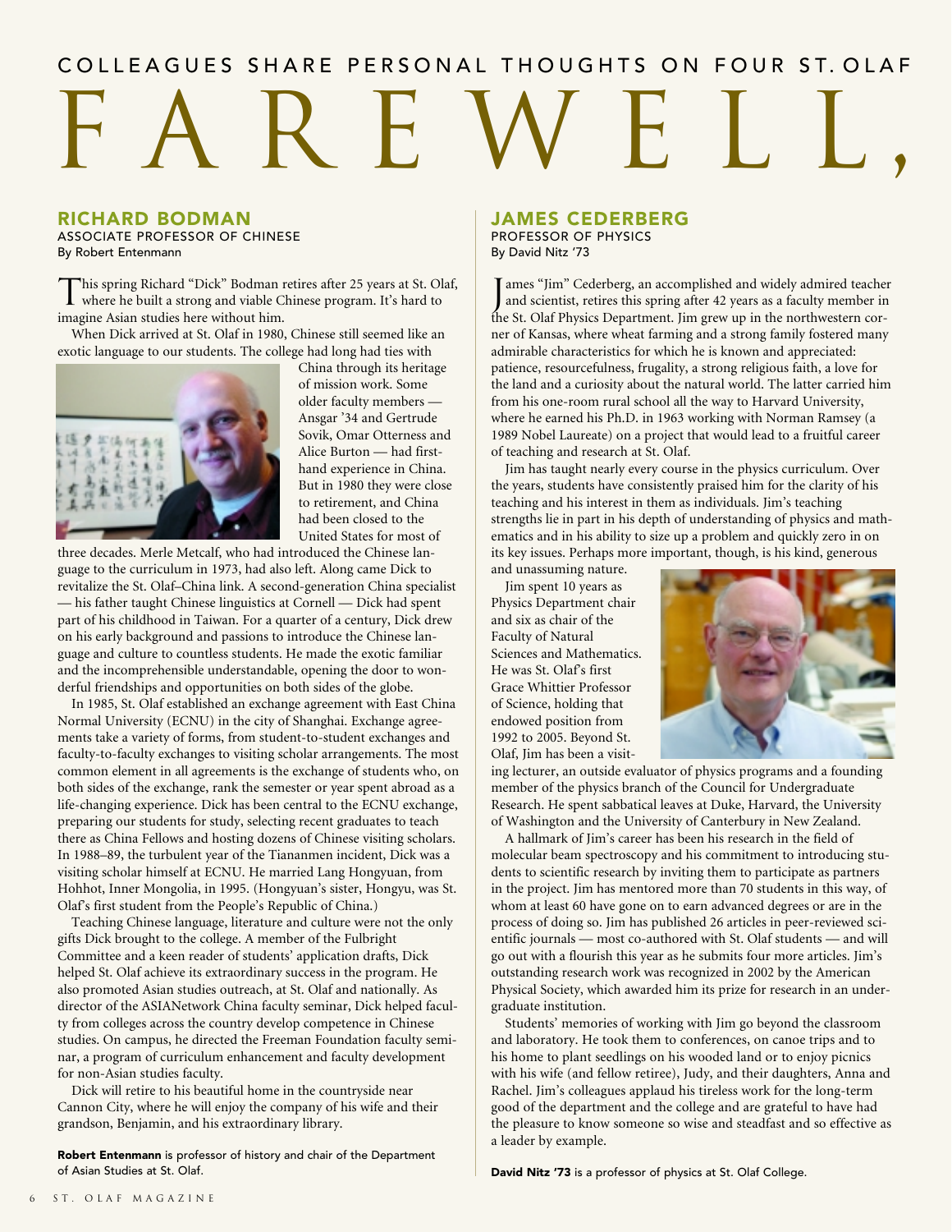COLLEAGUES SHARE PERSONAL THOUGHTS ON FOUR ST. OLAF

# FAREWELL,

## RICHARD BODMAN

ASSOCIATE PROFESSOR OF CHINESE

By Robert Entenmann

This spring Richard "Dick" Bodman retires after 25 years at St. Olaf, where he built a strong and viable Chinese program. It's hard to imagine Asian studies here without him.

When Dick arrived at St. Olaf in 1980, Chinese still seemed like an exotic language to our students. The college had long had ties with China through its heritage of mission work. Some older faculty members — Ansgar '34 and Gertrude Sovik, Omar Otterness and Alice Burton — had first-hand experience in China. But in 1980 they were close to retirement, and China had been closed to the United States for most of three decades. Merle Metcalf, who had introduced the Chinese language to the curriculum in 1973, had also left. Along came Dick to revitalize the St. Olaf–China link. A second-generation China specialist — his father taught Chinese linguistics at Cornell — Dick had spent part of his childhood in Taiwan. For a quarter of a century, Dick drew on his early background and passions to introduce the Chinese language and culture to countless students. He made the exotic familiar and the incomprehensible understandable, opening the door to wonderful friendships and opportunities on both sides of the globe.

In 1985, St. Olaf established an exchange agreement with East China Normal University (ECNU) in the city of Shanghai. Exchange agreements take a variety of forms, from student-to-student exchanges and faculty-to-faculty exchanges to visiting scholar arrangements. The most common element in all agreements is the exchange of students who, on both sides of the exchange, rank the semester or year spent abroad as a life-changing experience. Dick has been central to the ECNU exchange, preparing our students for study, selecting recent graduates to teach there as China Fellows and hosting dozens of Chinese visiting scholars. In 1988–89, the turbulent year of the Tiananmen incident, Dick was a visiting scholar himself at ECNU. He married Lang Hongyuan, from Hohhot, Inner Mongolia, in 1995. (Hongyuan's sister, Hongyu, was St. Olaf's first student from the People's Republic of China.)

Teaching Chinese language, literature and culture were not the only gifts Dick brought to the college. A member of the Fulbright Committee and a keen reader of students' application drafts, Dick helped St. Olaf achieve its extraordinary success in the program. He also promoted Asian studies outreach, at St. Olaf and nationally. As director of the ASIANetwork China faculty seminar, Dick helped faculty from colleges across the country develop competence in Chinese studies. On campus, he directed the Freeman Foundation faculty seminar, a program of curriculum enhancement and faculty development for non-Asian studies faculty.

Dick will retire to his beautiful home in the countryside near Cannon City, where he will enjoy the company of his wife and their grandson, Benjamin, and his extraordinary library.

**Robert Entenmann** is professor of history and chair of the Department of Asian Studies at St. Olaf.

## JAMES CEDERBERG

PROFESSOR OF PHYSICS

By David Nitz '73

James "Jim" Cederberg, an accomplished and widely admired teacher and scientist, retires this spring after 42 years as a faculty member in the St. Olaf Physics Department. Jim grew up in the northwestern corner of Kansas, where wheat farming and a strong family fostered many admirable characteristics for which he is known and appreciated: patience, resourcefulness, frugality, a strong religious faith, a love for the land and a curiosity about the natural world. The latter carried him from his one-room rural school all the way to Harvard University, where he earned his Ph.D. in 1963 working with Norman Ramsey (a 1989 Nobel Laureate) on a project that would lead to a fruitful career of teaching and research at St. Olaf.

Jim has taught nearly every course in the physics curriculum. Over the years, students have consistently praised him for the clarity of his teaching and his interest in them as individuals. Jim's teaching strengths lie in part in his depth of understanding of physics and mathematics and in his ability to size up a problem and quickly zero in on its key issues. Perhaps more important, though, is his kind, generous and unassuming nature.

Jim spent 10 years as Physics Department chair and six as chair of the Faculty of Natural Sciences and Mathematics. He was St. Olaf's first Grace Whittier Professor of Science, holding that endowed position from 1992 to 2005. Beyond St. Olaf, Jim has been a visiting lecturer, an outside evaluator of physics programs and a founding member of the physics branch of the Council for Undergraduate Research. He spent sabbatical leaves at Duke, Harvard, the University of Washington and the University of Canterbury in New Zealand.

A hallmark of Jim's career has been his research in the field of molecular beam spectroscopy and his commitment to introducing students to scientific research by inviting them to participate as partners in the project. Jim has mentored more than 70 students in this way, of whom at least 60 have gone on to earn advanced degrees or are in the process of doing so. Jim has published 26 articles in peer-reviewed scientific journals — most co-authored with St. Olaf students — and will go out with a flourish this year as he submits four more articles. Jim's outstanding research work was recognized in 2002 by the American Physical Society, which awarded him its prize for research in an undergraduate institution.

Students' memories of working with Jim go beyond the classroom and laboratory. He took them to conferences, on canoe trips and to his home to plant seedlings on his wooded land or to enjoy picnics with his wife (and fellow retiree), Judy, and their daughters, Anna and Rachel. Jim's colleagues applaud his tireless work for the long-term good of the department and the college and are grateful to have had the pleasure to know someone so wise and steadfast and so effective as a leader by example.

**David Nitz '73** is a professor of physics at St. Olaf College.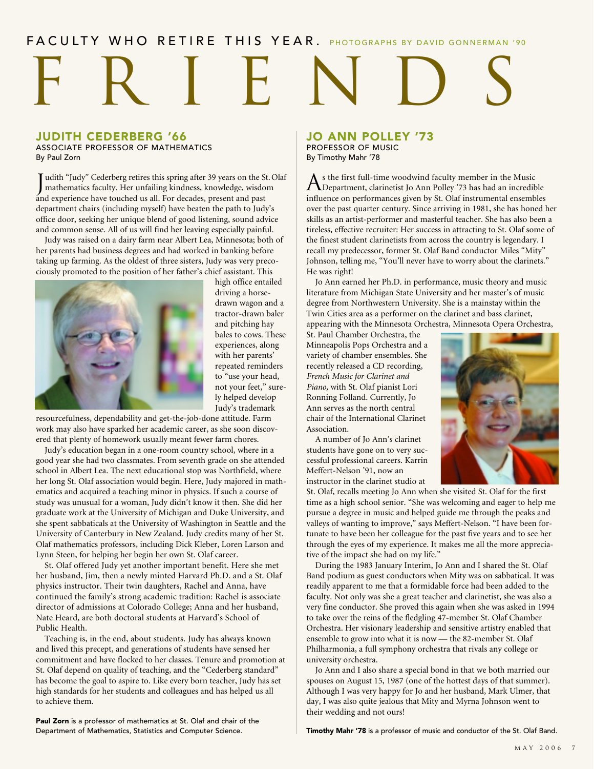FACULTY WHO RETIRE THIS YEAR. PHOTOGRAPHS BY DAVID GONNERMAN '90

# FRIENDS

## JUDITH CEDERBERG '66

ASSOCIATE PROFESSOR OF MATHEMATICS
By Paul Zorn

Judith "Judy" Cederberg retires this spring after 39 years on the St. Olaf mathematics faculty. Her unfailing kindness, knowledge, wisdom and experience have touched us all. For decades, present and past department chairs (including myself) have beaten the path to Judy's office door, seeking her unique blend of good listening, sound advice and common sense. All of us will find her leaving especially painful.

Judy was raised on a dairy farm near Albert Lea, Minnesota; both of her parents had business degrees and had worked in banking before taking up farming. As the oldest of three sisters, Judy was very precociously promoted to the position of her father's chief assistant. This high office entailed driving a horse-drawn wagon and a tractor-drawn baler and pitching hay bales to cows. These experiences, along with her parents' repeated reminders to "use your head, not your feet," surely helped develop Judy's trademark resourcefulness, dependability and get-the-job-done attitude. Farm work may also have sparked her academic career, as she soon discovered that plenty of homework usually meant fewer farm chores.

Judy's education began in a one-room country school, where in a good year she had two classmates. From seventh grade on she attended school in Albert Lea. The next educational stop was Northfield, where her long St. Olaf association would begin. Here, Judy majored in mathematics and acquired a teaching minor in physics. If such a course of study was unusual for a woman, Judy didn't know it then. She did her graduate work at the University of Michigan and Duke University, and she spent sabbaticals at the University of Washington in Seattle and the University of Canterbury in New Zealand. Judy credits many of her St. Olaf mathematics professors, including Dick Kleber, Loren Larson and Lynn Steen, for helping her begin her own St. Olaf career.

St. Olaf offered Judy yet another important benefit. Here she met her husband, Jim, then a newly minted Harvard Ph.D. and a St. Olaf physics instructor. Their twin daughters, Rachel and Anna, have continued the family's strong academic tradition: Rachel is associate director of admissions at Colorado College; Anna and her husband, Nate Heard, are both doctoral students at Harvard's School of Public Health.

Teaching is, in the end, about students. Judy has always known and lived this precept, and generations of students have sensed her commitment and have flocked to her classes. Tenure and promotion at St. Olaf depend on quality of teaching, and the "Cederberg standard" has become the goal to aspire to. Like every born teacher, Judy has set high standards for her students and colleagues and has helped us all to achieve them.

**Paul Zorn** is a professor of mathematics at St. Olaf and chair of the Department of Mathematics, Statistics and Computer Science.

## JO ANN POLLEY '73

PROFESSOR OF MUSIC
By Timothy Mahr '78

As the first full-time woodwind faculty member in the Music Department, clarinetist Jo Ann Polley '73 has had an incredible influence on performances given by St. Olaf instrumental ensembles over the past quarter century. Since arriving in 1981, she has honed her skills as an artist-performer and masterful teacher. She has also been a tireless, effective recruiter: Her success in attracting to St. Olaf some of the finest student clarinetists from across the country is legendary. I recall my predecessor, former St. Olaf Band conductor Miles "Mity" Johnson, telling me, "You'll never have to worry about the clarinets." He was right!

Jo Ann earned her Ph.D. in performance, music theory and music literature from Michigan State University and her master's of music degree from Northwestern University. She is a mainstay within the Twin Cities area as a performer on the clarinet and bass clarinet, appearing with the Minnesota Orchestra, Minnesota Opera Orchestra, St. Paul Chamber Orchestra, the Minneapolis Pops Orchestra and a variety of chamber ensembles. She recently released a CD recording, *French Music for Clarinet and Piano,* with St. Olaf pianist Lori Ronning Folland. Currently, Jo Ann serves as the north central chair of the International Clarinet Association.

A number of Jo Ann's clarinet students have gone on to very successful professional careers. Karrin Meffert-Nelson '91, now an instructor in the clarinet studio at St. Olaf, recalls meeting Jo Ann when she visited St. Olaf for the first time as a high school senior. "She was welcoming and eager to help me pursue a degree in music and helped guide me through the peaks and valleys of wanting to improve," says Meffert-Nelson. "I have been fortunate to have been her colleague for the past five years and to see her through the eyes of my experience. It makes me all the more appreciative of the impact she had on my life."

During the 1983 January Interim, Jo Ann and I shared the St. Olaf Band podium as guest conductors when Mity was on sabbatical. It was readily apparent to me that a formidable force had been added to the faculty. Not only was she a great teacher and clarinetist, she was also a very fine conductor. She proved this again when she was asked in 1994 to take over the reins of the fledgling 47-member St. Olaf Chamber Orchestra. Her visionary leadership and sensitive artistry enabled that ensemble to grow into what it is now — the 82-member St. Olaf Philharmonia, a full symphony orchestra that rivals any college or university orchestra.

Jo Ann and I also share a special bond in that we both married our spouses on August 15, 1987 (one of the hottest days of that summer). Although I was very happy for Jo and her husband, Mark Ulmer, that day, I was also quite jealous that Mity and Myrna Johnson went to their wedding and not ours!

**Timothy Mahr '78** is a professor of music and conductor of the St. Olaf Band.